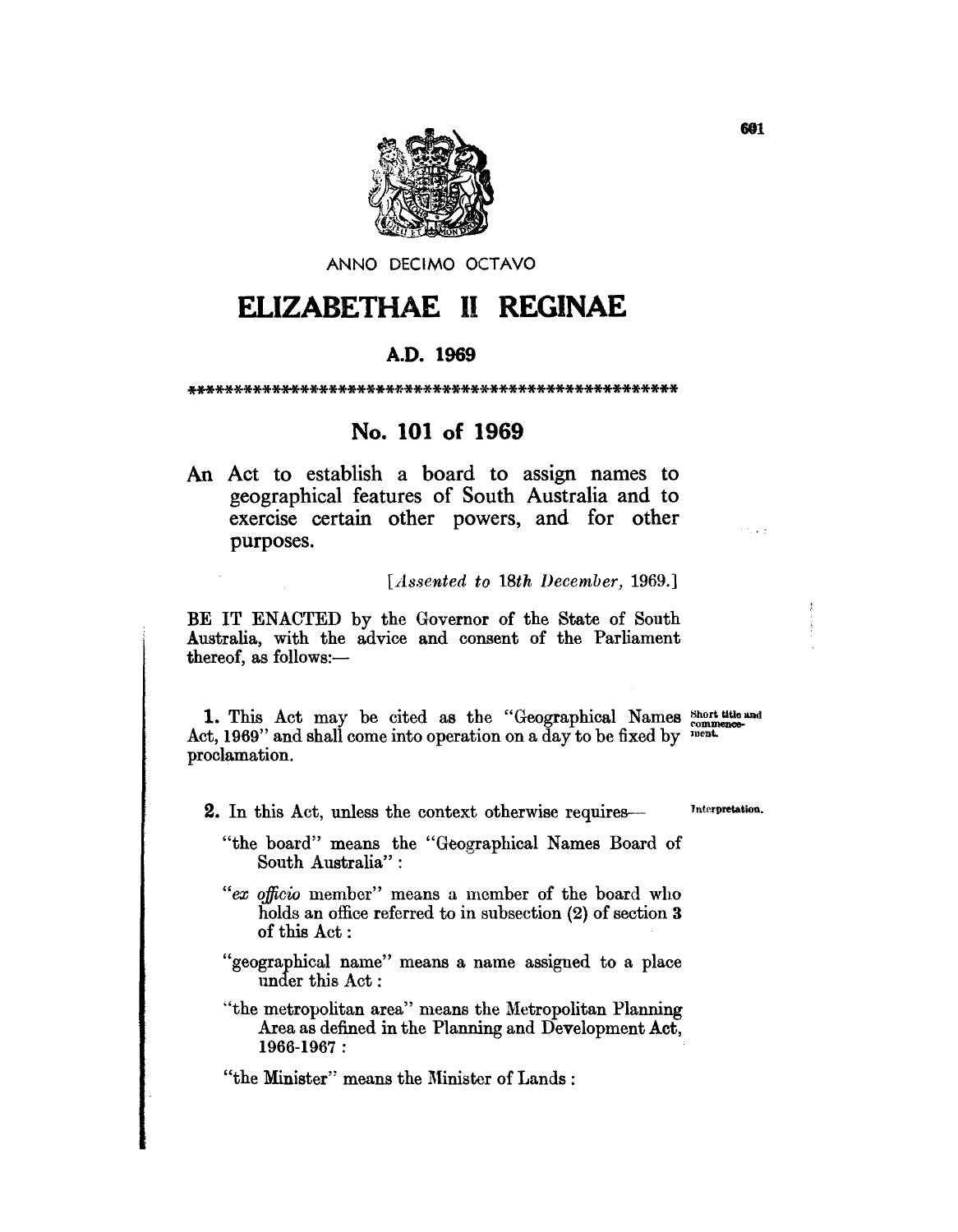ANNO DECIMO OCTAVO

# ELIZABETHAE II REGINAE

## A.D. 1969

\*\*\*\*\*\*\*\*\*\*\*\*\*\*\*\*\*\*\*\*\*\*\*\*\*\*\*\*\*\*\*\*\*\*\*\*\*\*\*\*\*\*\*\*\*\*\*\*\*\*\*\*

## No. 101 of 1969

An Act to establish a board to assign names to geographical features of South Australia and to exercise certain other powers, and for other purposes.

[*Assented to 18th December, 1969.*]

BE IT ENACTED by the Governor of the State of South Australia, with the advice and consent of the Parliament thereof, as follows:—

Short title and commencement.

**1.** This Act may be cited as the "Geographical Names Act, 1969" and shall come into operation on a day to be fixed by proclamation.

Interpretation.

**2.** In this Act, unless the context otherwise requires—

"the board" means the "Geographical Names Board of South Australia":

"*ex officio* member" means a member of the board who holds an office referred to in subsection (2) of section 3 of this Act:

"geographical name" means a name assigned to a place under this Act:

"the metropolitan area" means the Metropolitan Planning Area as defined in the Planning and Development Act, 1966-1967:

"the Minister" means the Minister of Lands: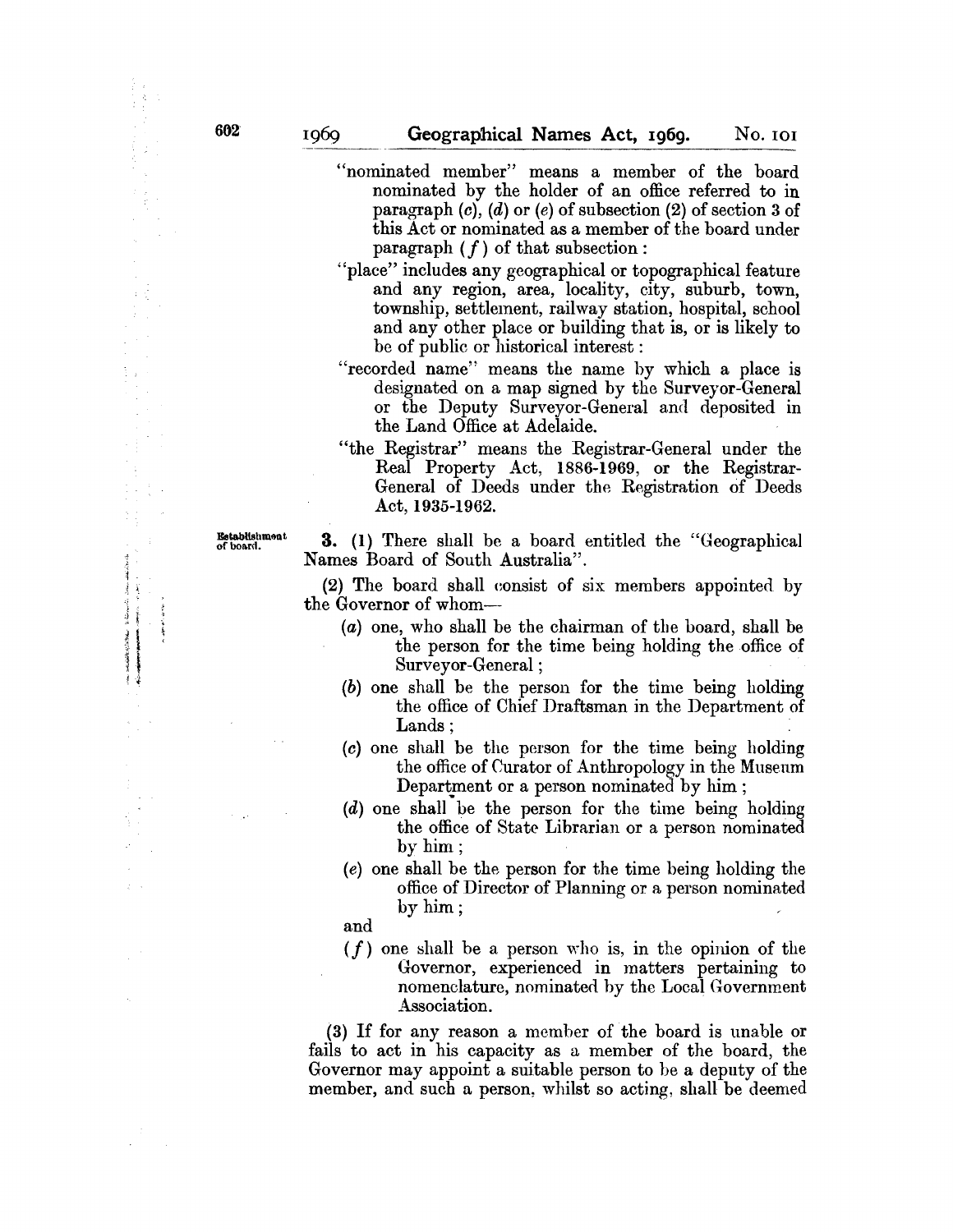"nominated member" means a member of the board nominated by the holder of an office referred to in paragraph (*c*), (*d*) or (*e*) of subsection (2) of section 3 of this Act or nominated as a member of the board under paragraph (*f*) of that subsection:

"place" includes any geographical or topographical feature and any region, area, locality, city, suburb, town, township, settlement, railway station, hospital, school and any other place or building that is, or is likely to be of public or historical interest:

"recorded name" means the name by which a place is designated on a map signed by the Surveyor-General or the Deputy Surveyor-General and deposited in the Land Office at Adelaide.

"the Registrar" means the Registrar-General under the Real Property Act, 1886-1969, or the Registrar-General of Deeds under the Registration of Deeds Act, 1935-1962.

Establishment of board.

**3.** (1) There shall be a board entitled the "Geographical Names Board of South Australia".

(2) The board shall consist of six members appointed by the Governor of whom—

(*a*) one, who shall be the chairman of the board, shall be the person for the time being holding the office of Surveyor-General;

(*b*) one shall be the person for the time being holding the office of Chief Draftsman in the Department of Lands;

(*c*) one shall be the person for the time being holding the office of Curator of Anthropology in the Museum Department or a person nominated by him;

(*d*) one shall be the person for the time being holding the office of State Librarian or a person nominated by him;

(*e*) one shall be the person for the time being holding the office of Director of Planning or a person nominated by him;

and

(*f*) one shall be a person who is, in the opinion of the Governor, experienced in matters pertaining to nomenclature, nominated by the Local Government Association.

(3) If for any reason a member of the board is unable or fails to act in his capacity as a member of the board, the Governor may appoint a suitable person to be a deputy of the member, and such a person, whilst so acting, shall be deemed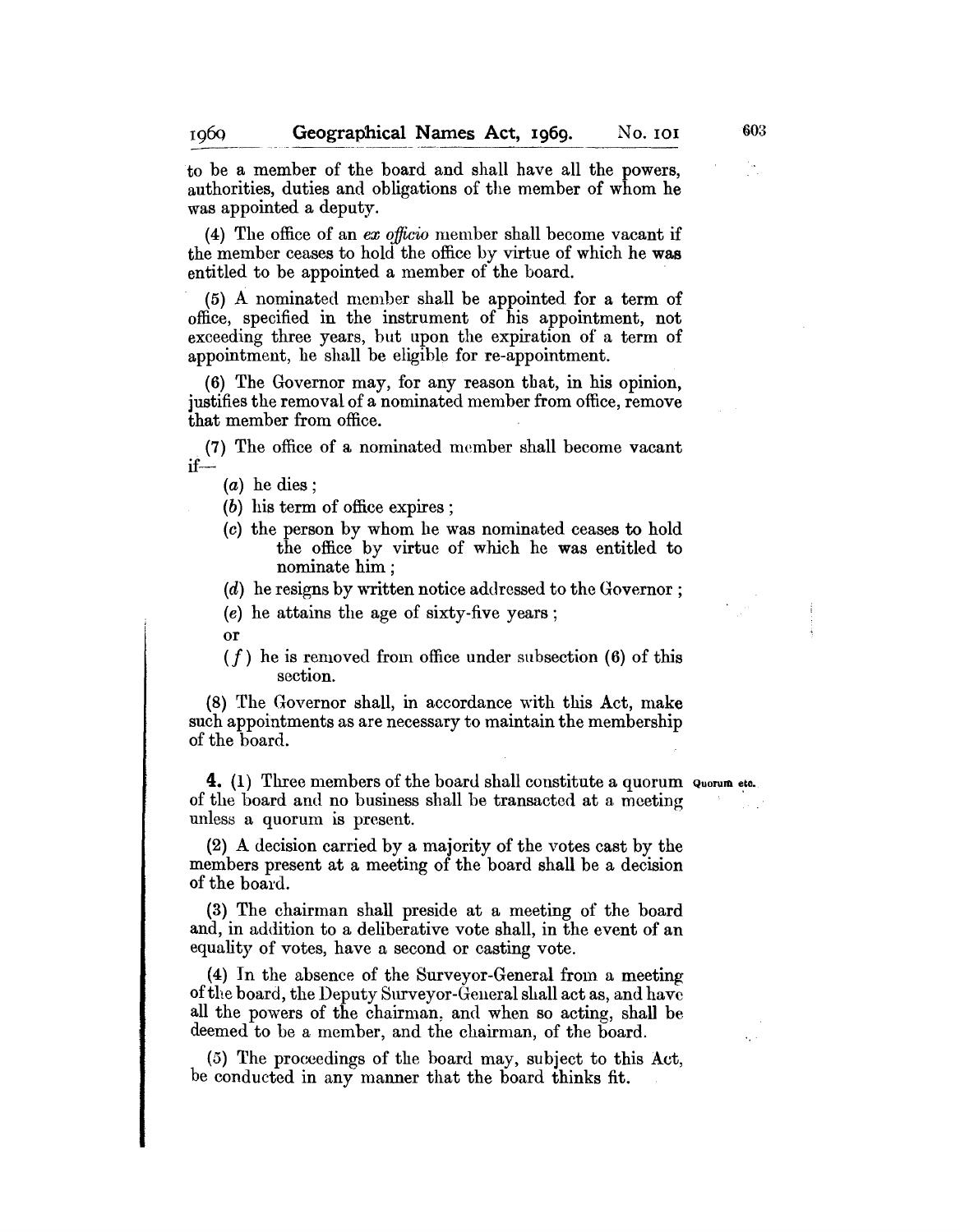to be a member of the board and shall have all the powers, authorities, duties and obligations of the member of whom he was appointed a deputy.

(4) The office of an *ex officio* member shall become vacant if the member ceases to hold the office by virtue of which he was entitled to be appointed a member of the board.

(5) A nominated member shall be appointed for a term of office, specified in the instrument of his appointment, not exceeding three years, but upon the expiration of a term of appointment, he shall be eligible for re-appointment.

(6) The Governor may, for any reason that, in his opinion, justifies the removal of a nominated member from office, remove that member from office.

(7) The office of a nominated member shall become vacant if—

(*a*) he dies ;

(*b*) his term of office expires ;

(*c*) the person by whom he was nominated ceases to hold the office by virtue of which he was entitled to nominate him ;

(*d*) he resigns by written notice addressed to the Governor ;

(*e*) he attains the age of sixty-five years ;

or

(*f*) he is removed from office under subsection (6) of this section.

(8) The Governor shall, in accordance with this Act, make such appointments as are necessary to maintain the membership of the board.

**4.** (1) Three members of the board shall constitute a quorum of the board and no business shall be transacted at a meeting unless a quorum is present. *Quorum etc.*

(2) A decision carried by a majority of the votes cast by the members present at a meeting of the board shall be a decision of the board.

(3) The chairman shall preside at a meeting of the board and, in addition to a deliberative vote shall, in the event of an equality of votes, have a second or casting vote.

(4) In the absence of the Surveyor-General from a meeting of the board, the Deputy Surveyor-General shall act as, and have all the powers of the chairman, and when so acting, shall be deemed to be a member, and the chairman, of the board.

(5) The proceedings of the board may, subject to this Act, be conducted in any manner that the board thinks fit.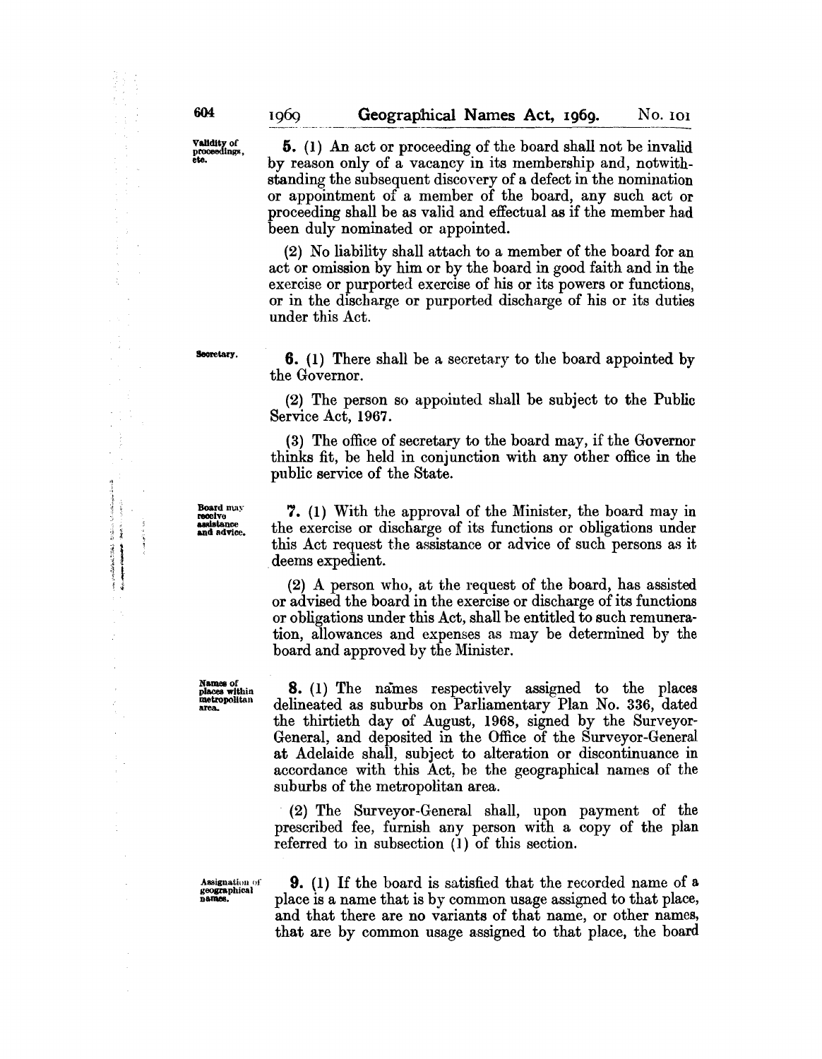**Validity of proceedings, etc.**

**5.** (1) An act or proceeding of the board shall not be invalid by reason only of a vacancy in its membership and, notwithstanding the subsequent discovery of a defect in the nomination or appointment of a member of the board, any such act or proceeding shall be as valid and effectual as if the member had been duly nominated or appointed.

(2) No liability shall attach to a member of the board for an act or omission by him or by the board in good faith and in the exercise or purported exercise of his or its powers or functions, or in the discharge or purported discharge of his or its duties under this Act.

**Secretary.**

**6.** (1) There shall be a secretary to the board appointed by the Governor.

(2) The person so appointed shall be subject to the Public Service Act, 1967.

(3) The office of secretary to the board may, if the Governor thinks fit, be held in conjunction with any other office in the public service of the State.

**Board may receive assistance and advice.**

**7.** (1) With the approval of the Minister, the board may in the exercise or discharge of its functions or obligations under this Act request the assistance or advice of such persons as it deems expedient.

(2) A person who, at the request of the board, has assisted or advised the board in the exercise or discharge of its functions or obligations under this Act, shall be entitled to such remuneration, allowances and expenses as may be determined by the board and approved by the Minister.

**Names of places within metropolitan area.**

**8.** (1) The names respectively assigned to the places delineated as suburbs on Parliamentary Plan No. 336, dated the thirtieth day of August, 1968, signed by the Surveyor-General, and deposited in the Office of the Surveyor-General at Adelaide shall, subject to alteration or discontinuance in accordance with this Act, be the geographical names of the suburbs of the metropolitan area.

(2) The Surveyor-General shall, upon payment of the prescribed fee, furnish any person with a copy of the plan referred to in subsection (1) of this section.

**Assignation of geographical names.**

**9.** (1) If the board is satisfied that the recorded name of a place is a name that is by common usage assigned to that place, and that there are no variants of that name, or other names, that are by common usage assigned to that place, the board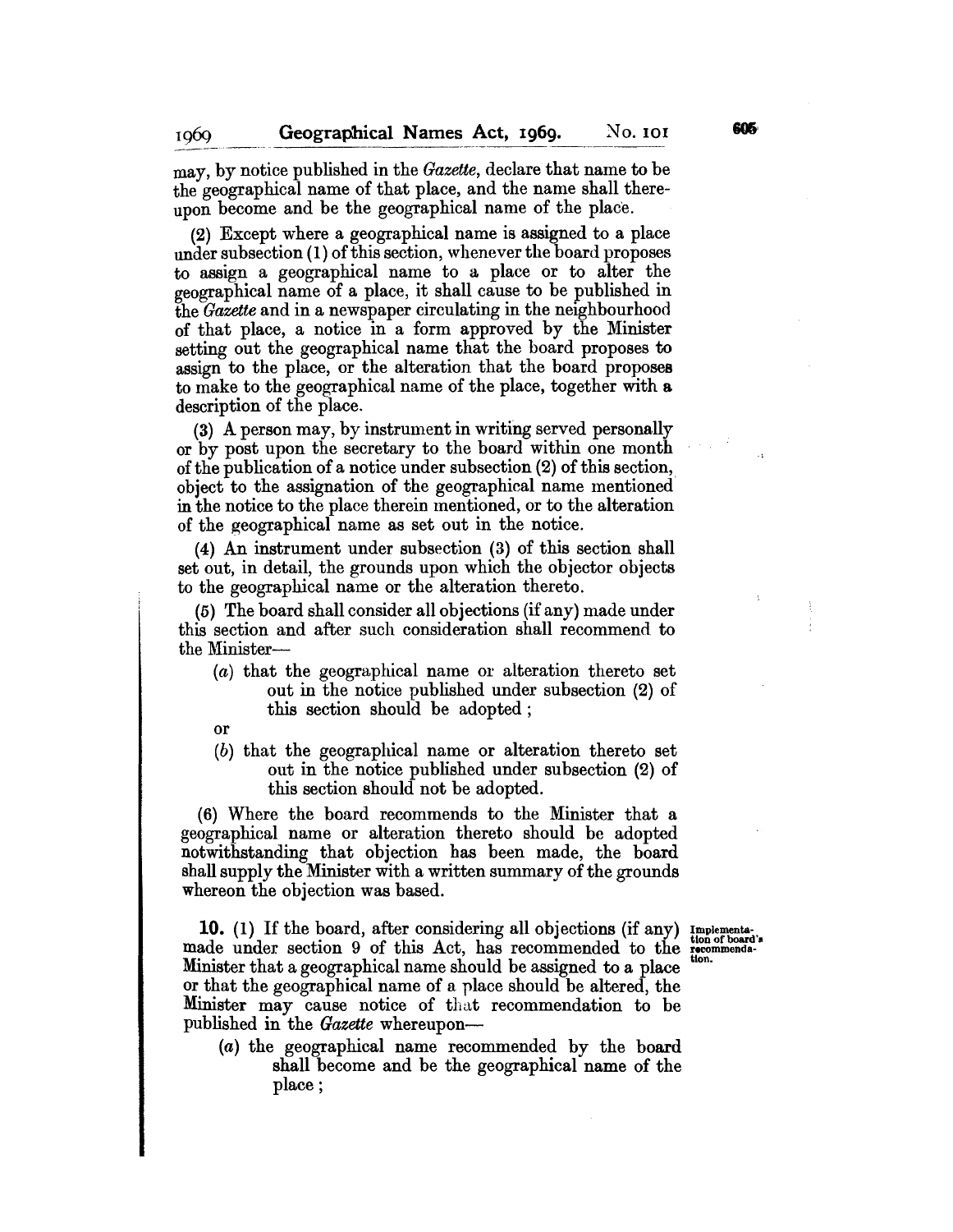may, by notice published in the *Gazette*, declare that name to be the geographical name of that place, and the name shall thereupon become and be the geographical name of the place.

(2) Except where a geographical name is assigned to a place under subsection (1) of this section, whenever the board proposes to assign a geographical name to a place or to alter the geographical name of a place, it shall cause to be published in the *Gazette* and in a newspaper circulating in the neighbourhood of that place, a notice in a form approved by the Minister setting out the geographical name that the board proposes to assign to the place, or the alteration that the board proposes to make to the geographical name of the place, together with a description of the place.

(3) A person may, by instrument in writing served personally or by post upon the secretary to the board within one month of the publication of a notice under subsection (2) of this section, object to the assignation of the geographical name mentioned in the notice to the place therein mentioned, or to the alteration of the geographical name as set out in the notice.

(4) An instrument under subsection (3) of this section shall set out, in detail, the grounds upon which the objector objects to the geographical name or the alteration thereto.

(5) The board shall consider all objections (if any) made under this section and after such consideration shall recommend to the Minister—

(*a*) that the geographical name or alteration thereto set out in the notice published under subsection (2) of this section should be adopted;

or

(*b*) that the geographical name or alteration thereto set out in the notice published under subsection (2) of this section should not be adopted.

(6) Where the board recommends to the Minister that a geographical name or alteration thereto should be adopted notwithstanding that objection has been made, the board shall supply the Minister with a written summary of the grounds whereon the objection was based.

**Implementation of board's recommendation.**

**10.** (1) If the board, after considering all objections (if any) made under section 9 of this Act, has recommended to the Minister that a geographical name should be assigned to a place or that the geographical name of a place should be altered, the Minister may cause notice of that recommendation to be published in the *Gazette* whereupon—

(*a*) the geographical name recommended by the board shall become and be the geographical name of the place;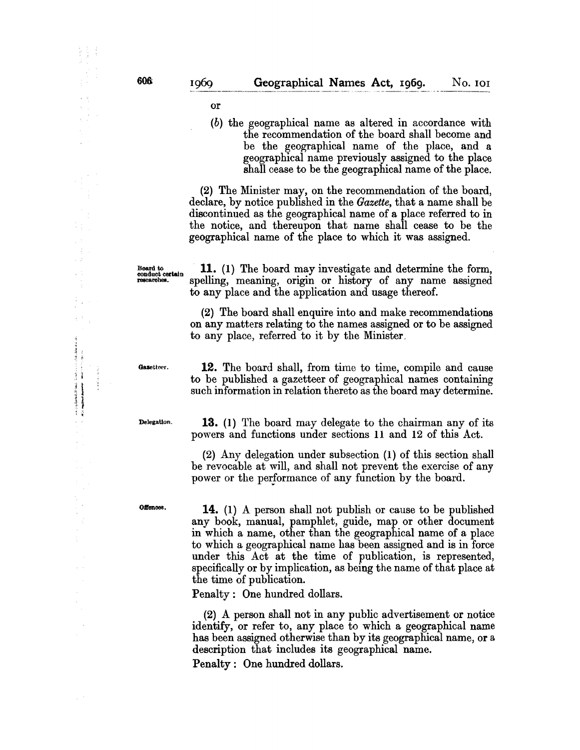or

(*b*) the geographical name as altered in accordance with the recommendation of the board shall become and be the geographical name of the place, and a geographical name previously assigned to the place shall cease to be the geographical name of the place.

(2) The Minister may, on the recommendation of the board, declare, by notice published in the *Gazette*, that a name shall be discontinued as the geographical name of a place referred to in the notice, and thereupon that name shall cease to be the geographical name of the place to which it was assigned.

Board to conduct certain researches.

**11.** (1) The board may investigate and determine the form, spelling, meaning, origin or history of any name assigned to any place and the application and usage thereof.

(2) The board shall enquire into and make recommendations on any matters relating to the names assigned or to be assigned to any place, referred to it by the Minister.

Gazetteer.

**12.** The board shall, from time to time, compile and cause to be published a gazetteer of geographical names containing such information in relation thereto as the board may determine.

Delegation.

**13.** (1) The board may delegate to the chairman any of its powers and functions under sections 11 and 12 of this Act.

(2) Any delegation under subsection (1) of this section shall be revocable at will, and shall not prevent the exercise of any power or the performance of any function by the board.

Offences.

**14.** (1) A person shall not publish or cause to be published any book, manual, pamphlet, guide, map or other document in which a name, other than the geographical name of a place to which a geographical name has been assigned and is in force under this Act at the time of publication, is represented, specifically or by implication, as being the name of that place at the time of publication.

Penalty: One hundred dollars.

(2) A person shall not in any public advertisement or notice identify, or refer to, any place to which a geographical name has been assigned otherwise than by its geographical name, or a description that includes its geographical name.

Penalty: One hundred dollars.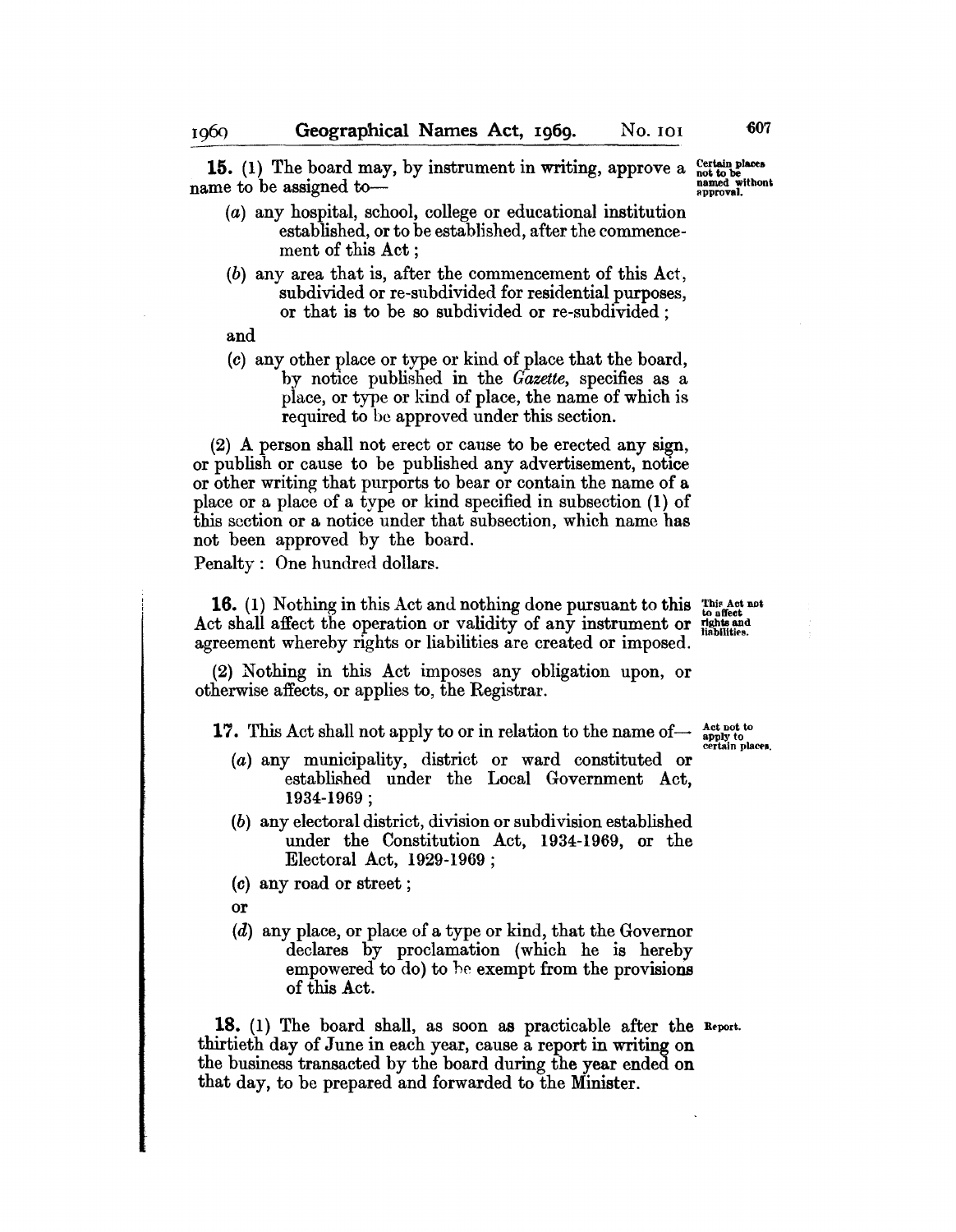**15.** (1) The board may, by instrument in writing, approve a name to be assigned to—

*Certain places not to be named without approval.*

(*a*) any hospital, school, college or educational institution established, or to be established, after the commencement of this Act;

(*b*) any area that is, after the commencement of this Act, subdivided or re-subdivided for residential purposes, or that is to be so subdivided or re-subdivided;

and

(*c*) any other place or type or kind of place that the board, by notice published in the *Gazette*, specifies as a place, or type or kind of place, the name of which is required to be approved under this section.

(2) A person shall not erect or cause to be erected any sign, or publish or cause to be published any advertisement, notice or other writing that purports to bear or contain the name of a place or a place of a type or kind specified in subsection (1) of this section or a notice under that subsection, which name has not been approved by the board.

Penalty: One hundred dollars.

**16.** (1) Nothing in this Act and nothing done pursuant to this Act shall affect the operation or validity of any instrument or agreement whereby rights or liabilities are created or imposed.

*This Act not to affect rights and liabilities.*

(2) Nothing in this Act imposes any obligation upon, or otherwise affects, or applies to, the Registrar.

**17.** This Act shall not apply to or in relation to the name of—

*Act not to apply to certain places.*

(*a*) any municipality, district or ward constituted or established under the Local Government Act, 1934-1969;

(*b*) any electoral district, division or subdivision established under the Constitution Act, 1934-1969, or the Electoral Act, 1929-1969;

(*c*) any road or street;

or

(*d*) any place, or place of a type or kind, that the Governor declares by proclamation (which he is hereby empowered to do) to be exempt from the provisions of this Act.

**18.** (1) The board shall, as soon as practicable after the thirtieth day of June in each year, cause a report in writing on the business transacted by the board during the year ended on that day, to be prepared and forwarded to the Minister.

*Report.*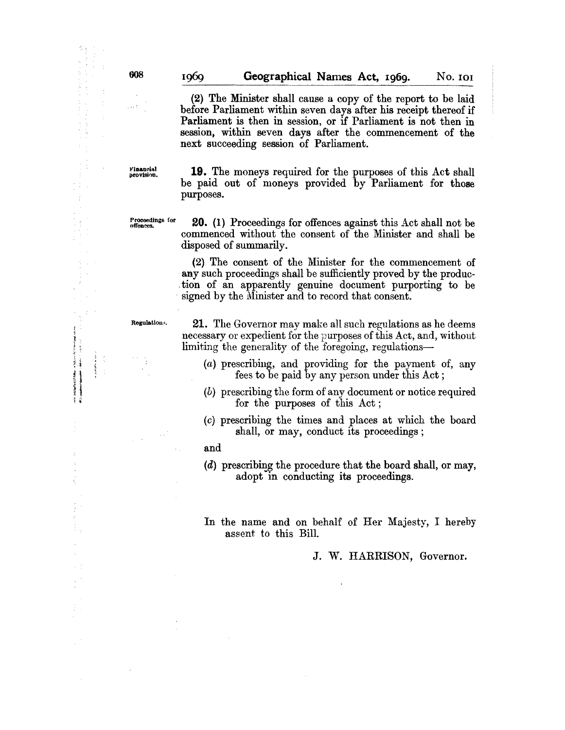(2) The Minister shall cause a copy of the report to be laid before Parliament within seven days after his receipt thereof if Parliament is then in session, or if Parliament is not then in session, within seven days after the commencement of the next succeeding session of Parliament.

Financial provision.

**19.** The moneys required for the purposes of this Act shall be paid out of moneys provided by Parliament for those purposes.

Proceedings for offences.

**20.** (1) Proceedings for offences against this Act shall not be commenced without the consent of the Minister and shall be disposed of summarily.

(2) The consent of the Minister for the commencement of any such proceedings shall be sufficiently proved by the production of an apparently genuine document purporting to be signed by the Minister and to record that consent.

Regulations.

**21.** The Governor may make all such regulations as he deems necessary or expedient for the purposes of this Act, and, without limiting the generality of the foregoing, regulations—

(*a*) prescribing, and providing for the payment of, any fees to be paid by any person under this Act;

(*b*) prescribing the form of any document or notice required for the purposes of this Act;

(*c*) prescribing the times and places at which the board shall, or may, conduct its proceedings;

and

(*d*) prescribing the procedure that the board shall, or may, adopt in conducting its proceedings.

In the name and on behalf of Her Majesty, I hereby assent to this Bill.

J. W. HARRISON, Governor.